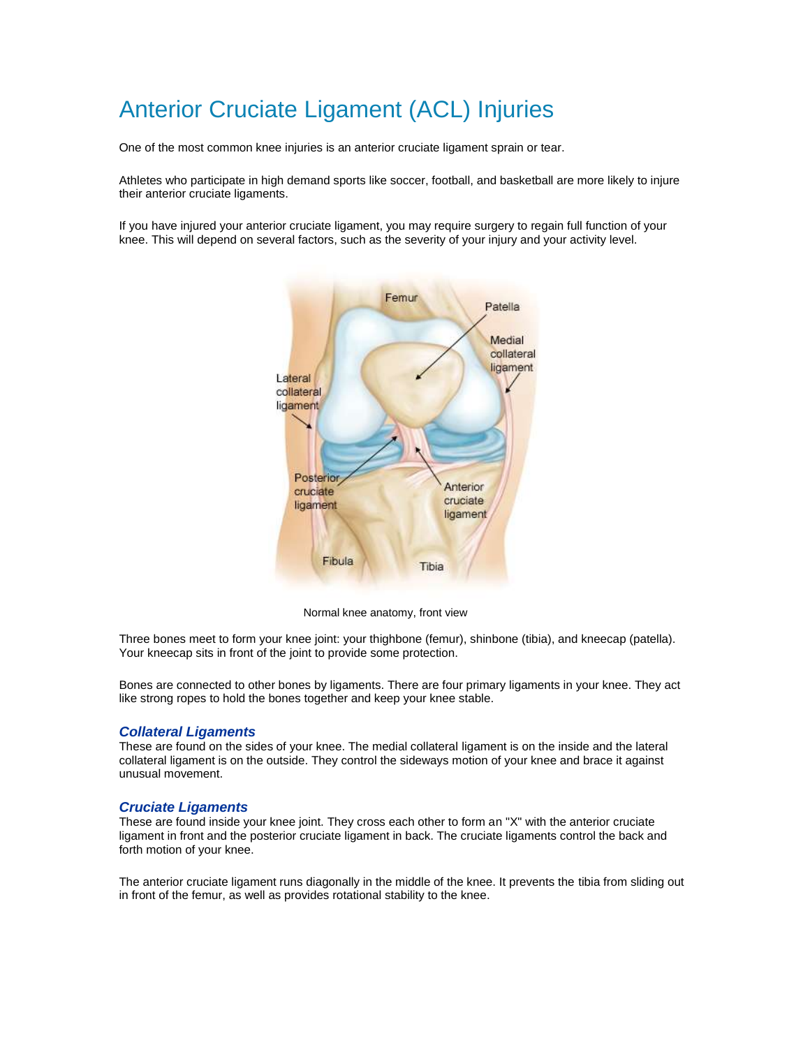# Anterior Cruciate Ligament (ACL) Injuries

One of the most common knee injuries is an anterior cruciate ligament sprain or tear.

Athletes who participate in high demand sports like soccer, football, and basketball are more likely to injure their anterior cruciate ligaments.

If you have injured your anterior cruciate ligament, you may require surgery to regain full function of your knee. This will depend on several factors, such as the severity of your injury and your activity level.

Femur
Patella
Medial collateral ligament
Lateral collateral ligament
Posterior cruciate ligament
Anterior cruciate ligament
Fibula
Tibia

Normal knee anatomy, front view

Three bones meet to form your knee joint: your thighbone (femur), shinbone (tibia), and kneecap (patella). Your kneecap sits in front of the joint to provide some protection.

Bones are connected to other bones by ligaments. There are four primary ligaments in your knee. They act like strong ropes to hold the bones together and keep your knee stable.

### *Collateral Ligaments*

These are found on the sides of your knee. The medial collateral ligament is on the inside and the lateral collateral ligament is on the outside. They control the sideways motion of your knee and brace it against unusual movement.

### *Cruciate Ligaments*

These are found inside your knee joint. They cross each other to form an "X" with the anterior cruciate ligament in front and the posterior cruciate ligament in back. The cruciate ligaments control the back and forth motion of your knee.

The anterior cruciate ligament runs diagonally in the middle of the knee. It prevents the tibia from sliding out in front of the femur, as well as provides rotational stability to the knee.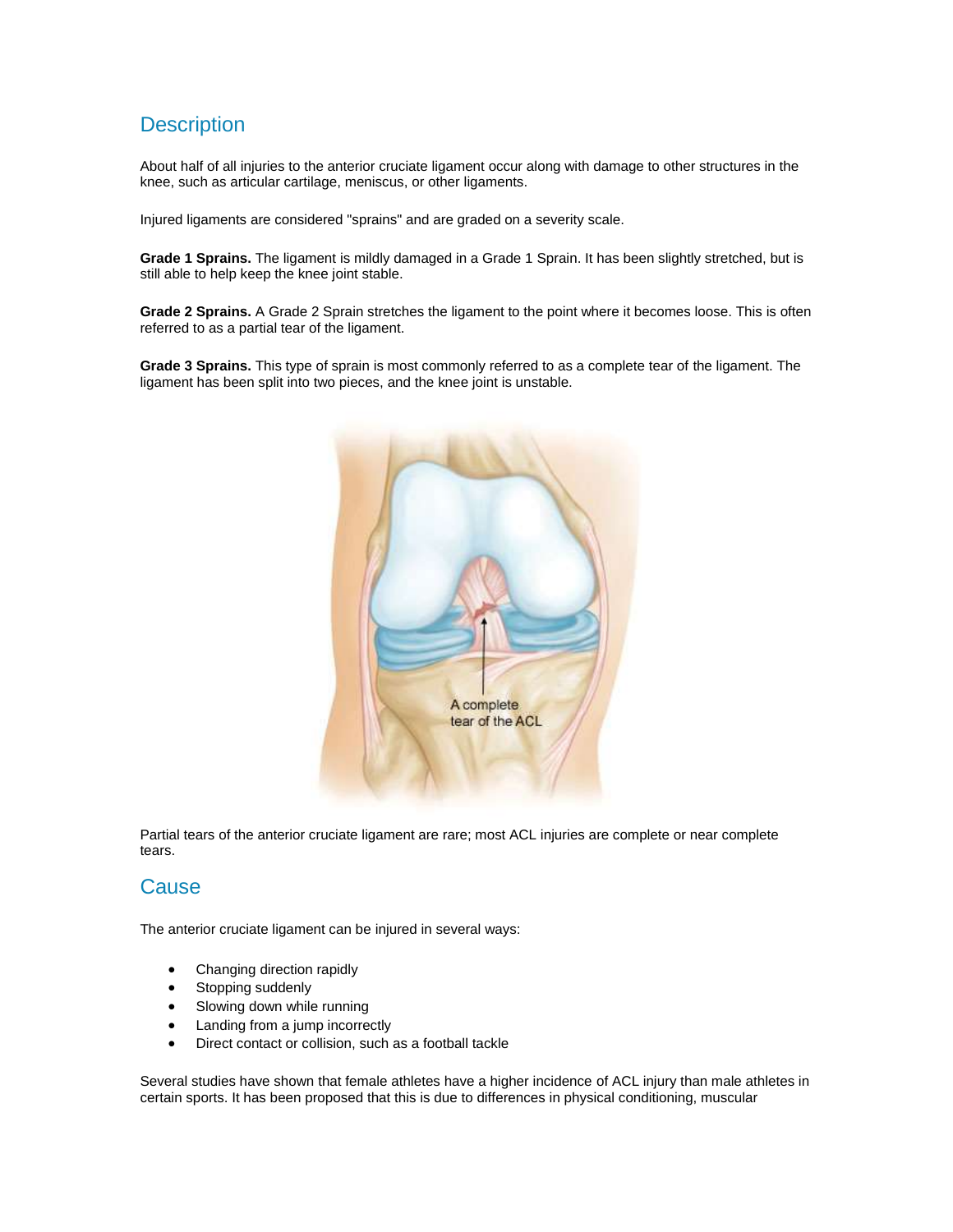## Description

About half of all injuries to the anterior cruciate ligament occur along with damage to other structures in the knee, such as articular cartilage, meniscus, or other ligaments.

Injured ligaments are considered "sprains" and are graded on a severity scale.

**Grade 1 Sprains.** The ligament is mildly damaged in a Grade 1 Sprain. It has been slightly stretched, but is still able to help keep the knee joint stable.

**Grade 2 Sprains.** A Grade 2 Sprain stretches the ligament to the point where it becomes loose. This is often referred to as a partial tear of the ligament.

**Grade 3 Sprains.** This type of sprain is most commonly referred to as a complete tear of the ligament. The ligament has been split into two pieces, and the knee joint is unstable.

A complete tear of the ACL

Partial tears of the anterior cruciate ligament are rare; most ACL injuries are complete or near complete tears.

## Cause

The anterior cruciate ligament can be injured in several ways:

- Changing direction rapidly
- Stopping suddenly
- Slowing down while running
- Landing from a jump incorrectly
- Direct contact or collision, such as a football tackle

Several studies have shown that female athletes have a higher incidence of ACL injury than male athletes in certain sports. It has been proposed that this is due to differences in physical conditioning, muscular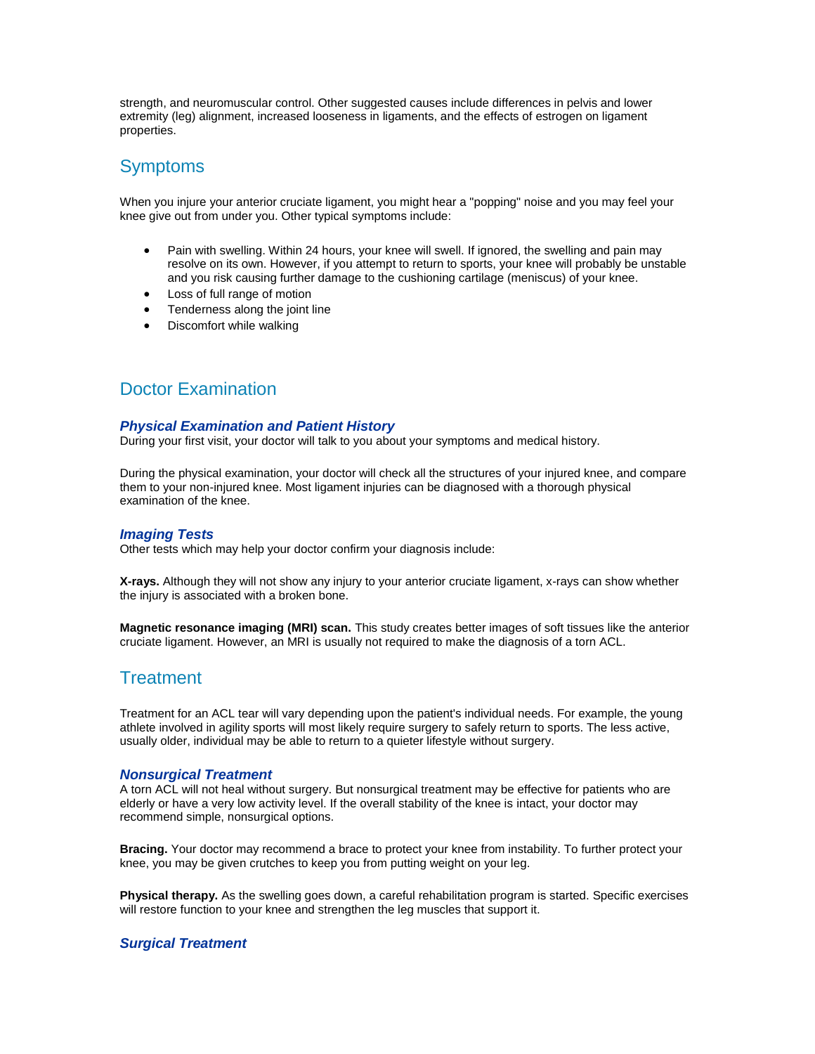strength, and neuromuscular control. Other suggested causes include differences in pelvis and lower extremity (leg) alignment, increased looseness in ligaments, and the effects of estrogen on ligament properties.

## Symptoms

When you injure your anterior cruciate ligament, you might hear a "popping" noise and you may feel your knee give out from under you. Other typical symptoms include:

- Pain with swelling. Within 24 hours, your knee will swell. If ignored, the swelling and pain may resolve on its own. However, if you attempt to return to sports, your knee will probably be unstable and you risk causing further damage to the cushioning cartilage (meniscus) of your knee.
- Loss of full range of motion
- Tenderness along the joint line
- Discomfort while walking

## Doctor Examination

### *Physical Examination and Patient History*

During your first visit, your doctor will talk to you about your symptoms and medical history.

During the physical examination, your doctor will check all the structures of your injured knee, and compare them to your non-injured knee. Most ligament injuries can be diagnosed with a thorough physical examination of the knee.

### *Imaging Tests*

Other tests which may help your doctor confirm your diagnosis include:

**X-rays.** Although they will not show any injury to your anterior cruciate ligament, x-rays can show whether the injury is associated with a broken bone.

**Magnetic resonance imaging (MRI) scan.** This study creates better images of soft tissues like the anterior cruciate ligament. However, an MRI is usually not required to make the diagnosis of a torn ACL.

## Treatment

Treatment for an ACL tear will vary depending upon the patient's individual needs. For example, the young athlete involved in agility sports will most likely require surgery to safely return to sports. The less active, usually older, individual may be able to return to a quieter lifestyle without surgery.

### *Nonsurgical Treatment*

A torn ACL will not heal without surgery. But nonsurgical treatment may be effective for patients who are elderly or have a very low activity level. If the overall stability of the knee is intact, your doctor may recommend simple, nonsurgical options.

**Bracing.** Your doctor may recommend a brace to protect your knee from instability. To further protect your knee, you may be given crutches to keep you from putting weight on your leg.

**Physical therapy.** As the swelling goes down, a careful rehabilitation program is started. Specific exercises will restore function to your knee and strengthen the leg muscles that support it.

### *Surgical Treatment*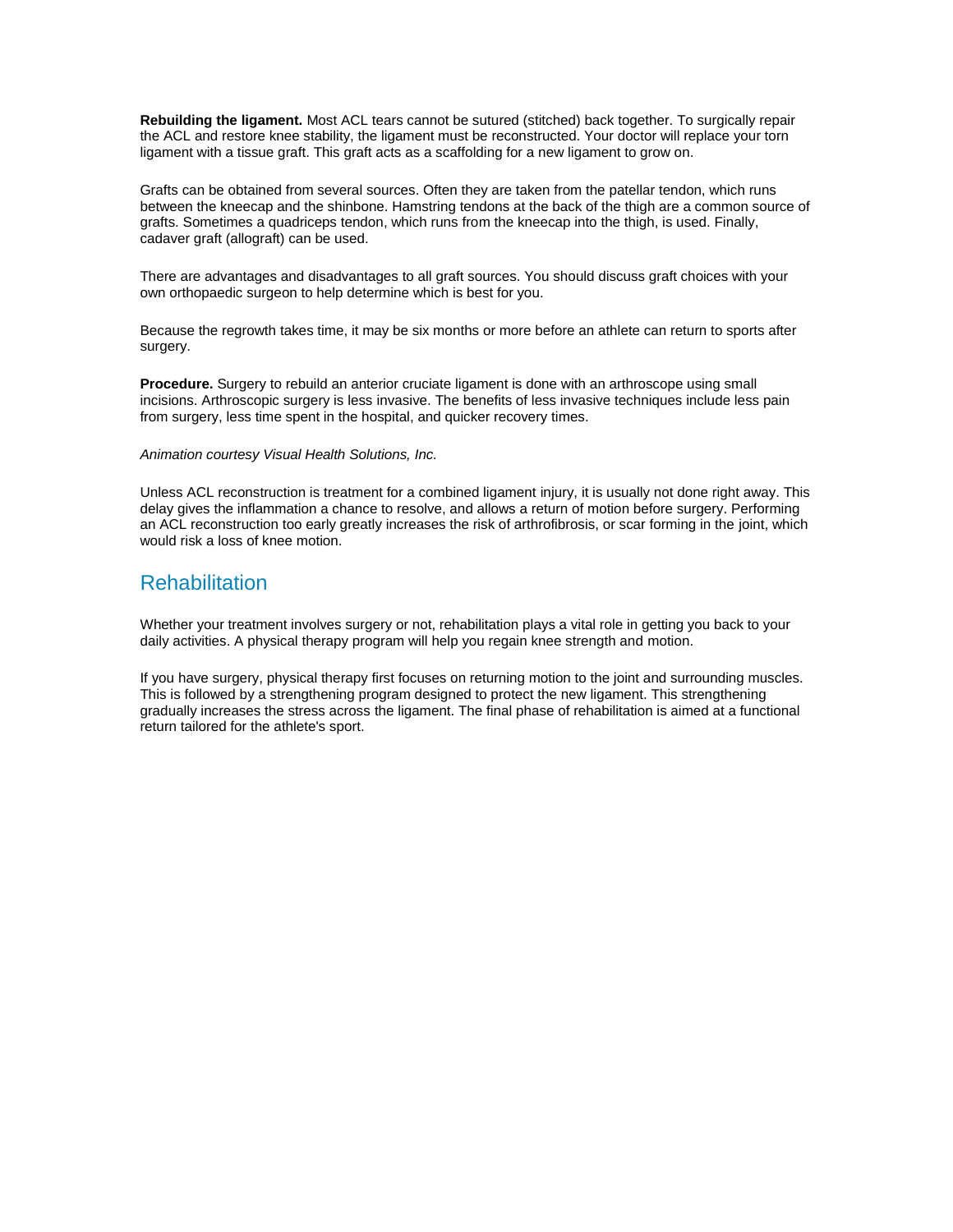**Rebuilding the ligament.** Most ACL tears cannot be sutured (stitched) back together. To surgically repair the ACL and restore knee stability, the ligament must be reconstructed. Your doctor will replace your torn ligament with a tissue graft. This graft acts as a scaffolding for a new ligament to grow on.

Grafts can be obtained from several sources. Often they are taken from the patellar tendon, which runs between the kneecap and the shinbone. Hamstring tendons at the back of the thigh are a common source of grafts. Sometimes a quadriceps tendon, which runs from the kneecap into the thigh, is used. Finally, cadaver graft (allograft) can be used.

There are advantages and disadvantages to all graft sources. You should discuss graft choices with your own orthopaedic surgeon to help determine which is best for you.

Because the regrowth takes time, it may be six months or more before an athlete can return to sports after surgery.

**Procedure.** Surgery to rebuild an anterior cruciate ligament is done with an arthroscope using small incisions. Arthroscopic surgery is less invasive. The benefits of less invasive techniques include less pain from surgery, less time spent in the hospital, and quicker recovery times.

*Animation courtesy Visual Health Solutions, Inc.*

Unless ACL reconstruction is treatment for a combined ligament injury, it is usually not done right away. This delay gives the inflammation a chance to resolve, and allows a return of motion before surgery. Performing an ACL reconstruction too early greatly increases the risk of arthrofibrosis, or scar forming in the joint, which would risk a loss of knee motion.

## Rehabilitation

Whether your treatment involves surgery or not, rehabilitation plays a vital role in getting you back to your daily activities. A physical therapy program will help you regain knee strength and motion.

If you have surgery, physical therapy first focuses on returning motion to the joint and surrounding muscles. This is followed by a strengthening program designed to protect the new ligament. This strengthening gradually increases the stress across the ligament. The final phase of rehabilitation is aimed at a functional return tailored for the athlete's sport.